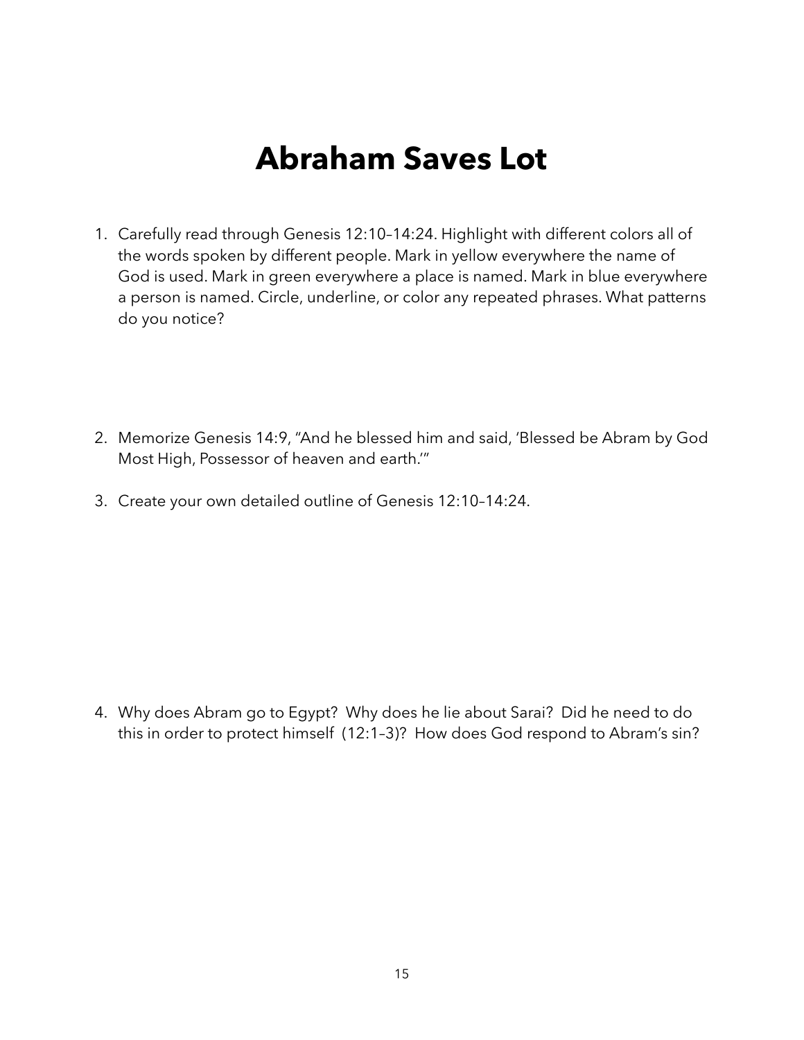# Abraham Saves Lot

1. Carefully read through Genesis 12:10–14:24. Highlight with different colors all of the words spoken by different people. Mark in yellow everywhere the name of God is used. Mark in green everywhere a place is named. Mark in blue everywhere a person is named. Circle, underline, or color any repeated phrases. What patterns do you notice?

2. Memorize Genesis 14:9, "And he blessed him and said, 'Blessed be Abram by God Most High, Possessor of heaven and earth.'"

3. Create your own detailed outline of Genesis 12:10–14:24.

4. Why does Abram go to Egypt? Why does he lie about Sarai? Did he need to do this in order to protect himself (12:1–3)? How does God respond to Abram's sin?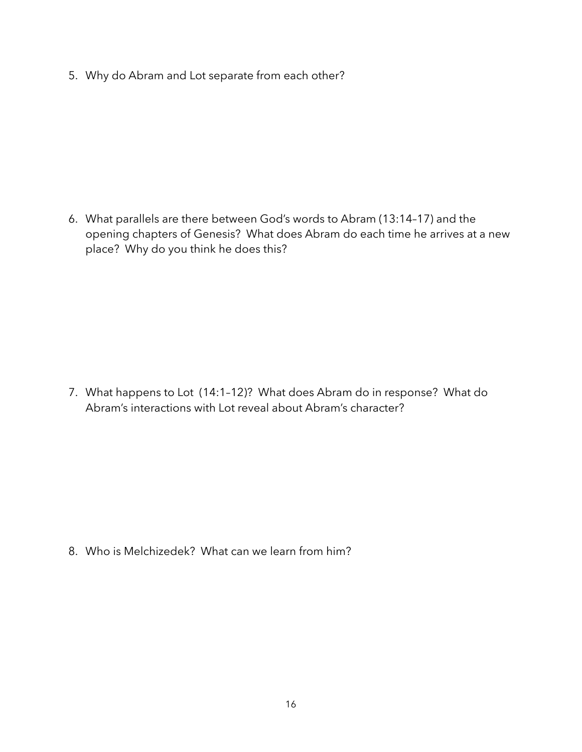5. Why do Abram and Lot separate from each other?

6. What parallels are there between God's words to Abram (13:14–17) and the opening chapters of Genesis? What does Abram do each time he arrives at a new place? Why do you think he does this?

7. What happens to Lot (14:1–12)? What does Abram do in response? What do Abram's interactions with Lot reveal about Abram's character?

8. Who is Melchizedek? What can we learn from him?